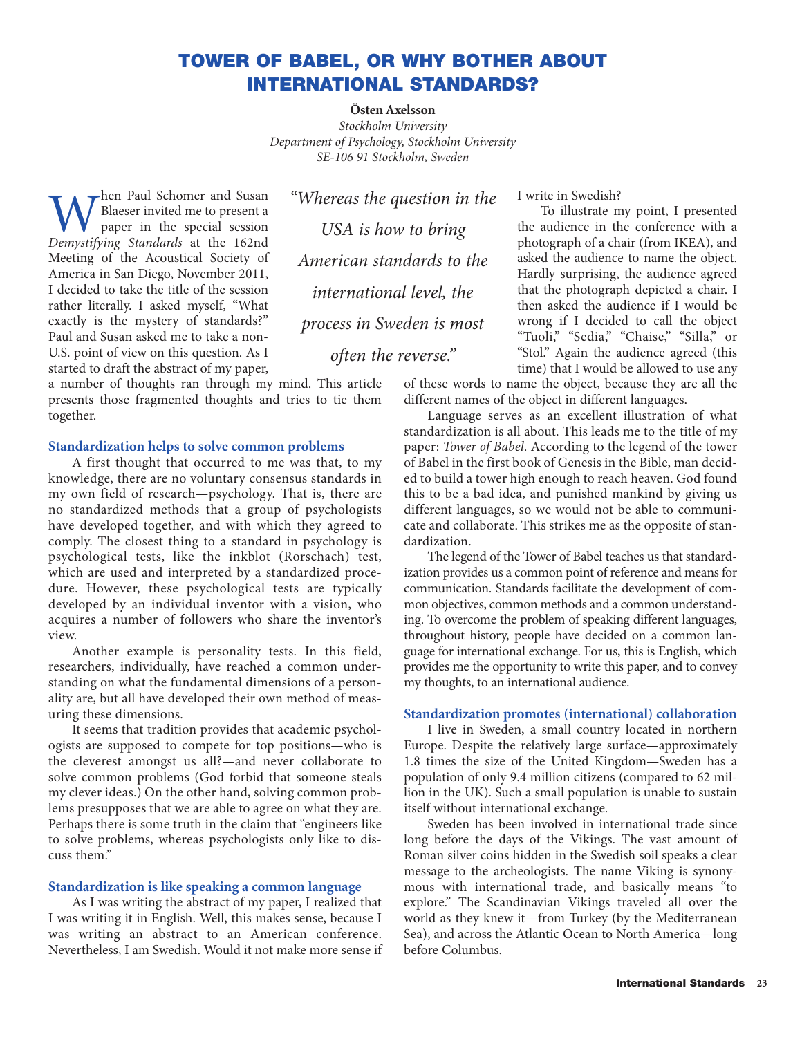# TOWER OF BABEL, OR WHY BOTHER ABOUT INTERNATIONAL STANDARDS?

**Östen Axelsson**

*Stockholm University*
*Department of Psychology, Stockholm University*
*SE-106 91 Stockholm, Sweden*

When Paul Schomer and Susan Blaeser invited me to present a paper in the special session *Demystifying Standards* at the 162nd Meeting of the Acoustical Society of America in San Diego, November 2011, I decided to take the title of the session rather literally. I asked myself, "What exactly is the mystery of standards?" Paul and Susan asked me to take a non-U.S. point of view on this question. As I started to draft the abstract of my paper, a number of thoughts ran through my mind. This article presents those fragmented thoughts and tries to tie them together.

> *"Whereas the question in the USA is how to bring American standards to the international level, the process in Sweden is most often the reverse."*

### Standardization helps to solve common problems

A first thought that occurred to me was that, to my knowledge, there are no voluntary consensus standards in my own field of research—psychology. That is, there are no standardized methods that a group of psychologists have developed together, and with which they agreed to comply. The closest thing to a standard in psychology is psychological tests, like the inkblot (Rorschach) test, which are used and interpreted by a standardized procedure. However, these psychological tests are typically developed by an individual inventor with a vision, who acquires a number of followers who share the inventor's view.

Another example is personality tests. In this field, researchers, individually, have reached a common understanding on what the fundamental dimensions of a personality are, but all have developed their own method of measuring these dimensions.

It seems that tradition provides that academic psychologists are supposed to compete for top positions—who is the cleverest amongst us all?—and never collaborate to solve common problems (God forbid that someone steals my clever ideas.) On the other hand, solving common problems presupposes that we are able to agree on what they are. Perhaps there is some truth in the claim that "engineers like to solve problems, whereas psychologists only like to discuss them."

### Standardization is like speaking a common language

As I was writing the abstract of my paper, I realized that I was writing it in English. Well, this makes sense, because I was writing an abstract to an American conference. Nevertheless, I am Swedish. Would it not make more sense if I write in Swedish?

To illustrate my point, I presented the audience in the conference with a photograph of a chair (from IKEA), and asked the audience to name the object. Hardly surprising, the audience agreed that the photograph depicted a chair. I then asked the audience if I would be wrong if I decided to call the object "Tuoli," "Sedia," "Chaise," "Silla," or "Stol." Again the audience agreed (this time) that I would be allowed to use any of these words to name the object, because they are all the different names of the object in different languages.

Language serves as an excellent illustration of what standardization is all about. This leads me to the title of my paper: *Tower of Babel*. According to the legend of the tower of Babel in the first book of Genesis in the Bible, man decided to build a tower high enough to reach heaven. God found this to be a bad idea, and punished mankind by giving us different languages, so we would not be able to communicate and collaborate. This strikes me as the opposite of standardization.

The legend of the Tower of Babel teaches us that standardization provides us a common point of reference and means for communication. Standards facilitate the development of common objectives, common methods and a common understanding. To overcome the problem of speaking different languages, throughout history, people have decided on a common language for international exchange. For us, this is English, which provides me the opportunity to write this paper, and to convey my thoughts, to an international audience.

### Standardization promotes (international) collaboration

I live in Sweden, a small country located in northern Europe. Despite the relatively large surface—approximately 1.8 times the size of the United Kingdom—Sweden has a population of only 9.4 million citizens (compared to 62 million in the UK). Such a small population is unable to sustain itself without international exchange.

Sweden has been involved in international trade since long before the days of the Vikings. The vast amount of Roman silver coins hidden in the Swedish soil speaks a clear message to the archeologists. The name Viking is synonymous with international trade, and basically means "to explore." The Scandinavian Vikings traveled all over the world as they knew it—from Turkey (by the Mediterranean Sea), and across the Atlantic Ocean to North America—long before Columbus.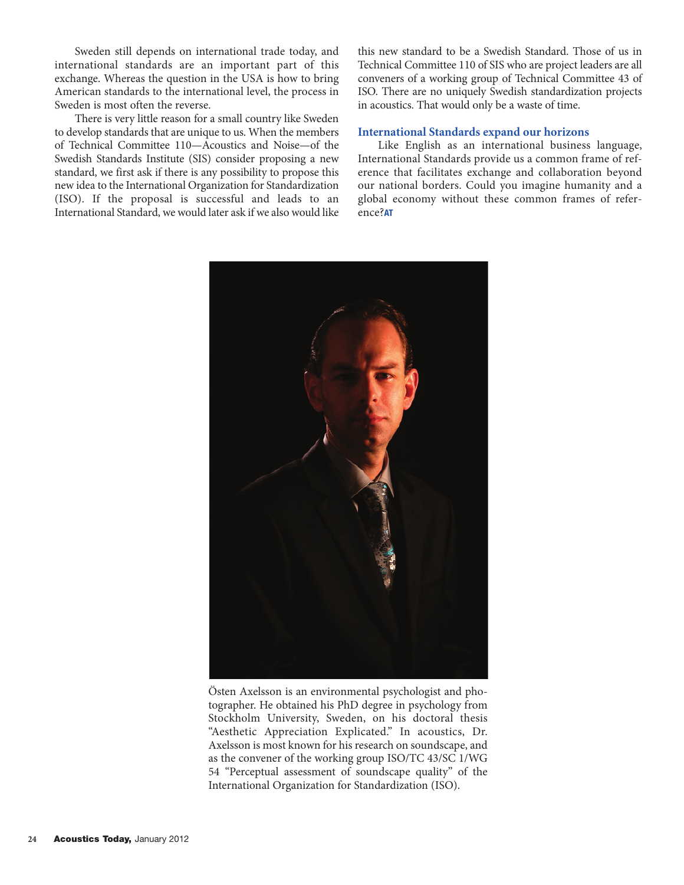Sweden still depends on international trade today, and international standards are an important part of this exchange. Whereas the question in the USA is how to bring American standards to the international level, the process in Sweden is most often the reverse.

There is very little reason for a small country like Sweden to develop standards that are unique to us. When the members of Technical Committee 110—Acoustics and Noise—of the Swedish Standards Institute (SIS) consider proposing a new standard, we first ask if there is any possibility to propose this new idea to the International Organization for Standardization (ISO). If the proposal is successful and leads to an International Standard, we would later ask if we also would like this new standard to be a Swedish Standard. Those of us in Technical Committee 110 of SIS who are project leaders are all conveners of a working group of Technical Committee 43 of ISO. There are no uniquely Swedish standardization projects in acoustics. That would only be a waste of time.

## International Standards expand our horizons

Like English as an international business language, International Standards provide us a common frame of reference that facilitates exchange and collaboration beyond our national borders. Could you imagine humanity and a global economy without these common frames of reference?**AT**

Östen Axelsson is an environmental psychologist and photographer. He obtained his PhD degree in psychology from Stockholm University, Sweden, on his doctoral thesis "Aesthetic Appreciation Explicated." In acoustics, Dr. Axelsson is most known for his research on soundscape, and as the convener of the working group ISO/TC 43/SC 1/WG 54 "Perceptual assessment of soundscape quality" of the International Organization for Standardization (ISO).